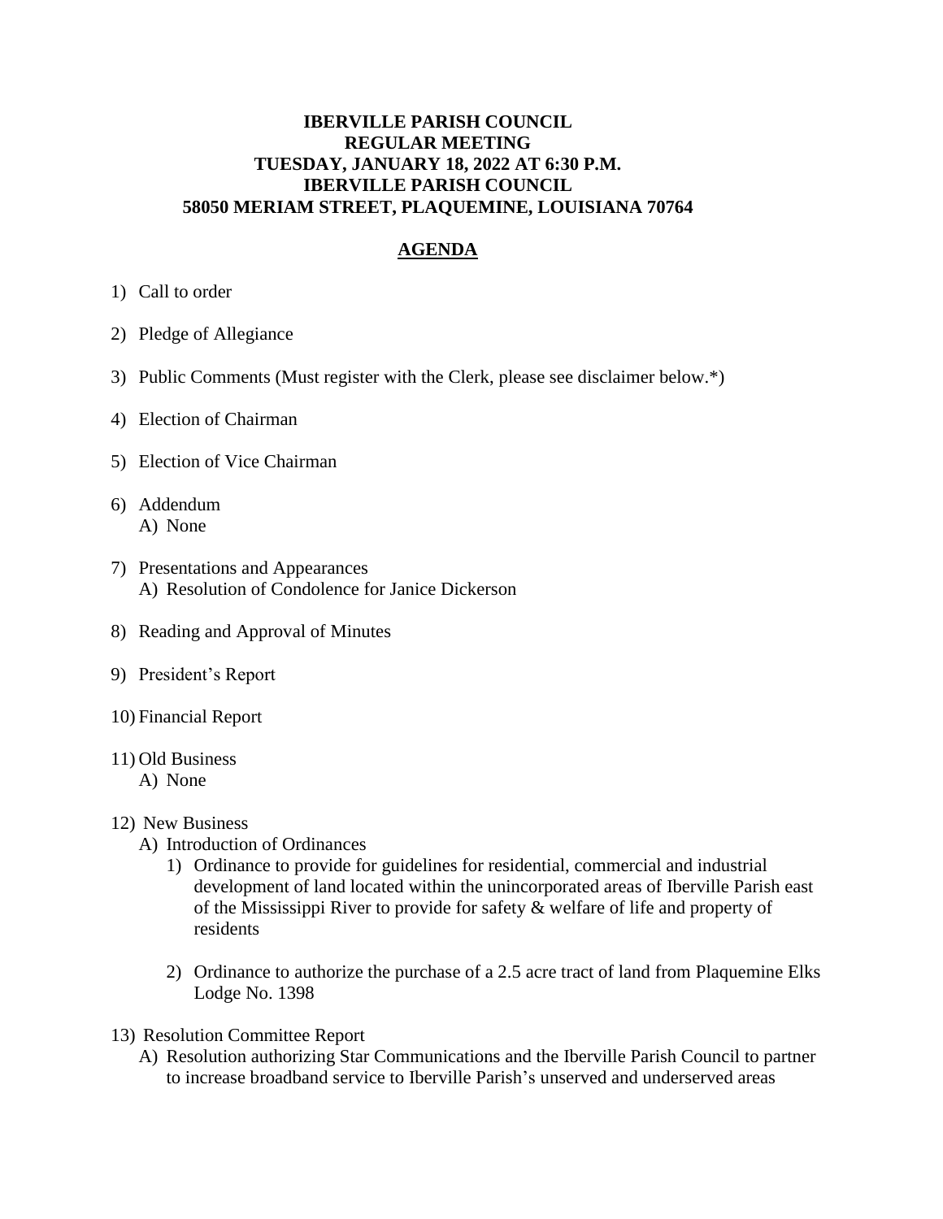**IBERVILLE PARISH COUNCIL**
**REGULAR MEETING**
**TUESDAY, JANUARY 18, 2022 AT 6:30 P.M.**
**IBERVILLE PARISH COUNCIL**
**58050 MERIAM STREET, PLAQUEMINE, LOUISIANA 70764**

## AGENDA

1) Call to order

2) Pledge of Allegiance

3) Public Comments (Must register with the Clerk, please see disclaimer below.*)

4) Election of Chairman

5) Election of Vice Chairman

6) Addendum
   A) None

7) Presentations and Appearances
   A) Resolution of Condolence for Janice Dickerson

8) Reading and Approval of Minutes

9) President's Report

10) Financial Report

11) Old Business
    A) None

12) New Business
    A) Introduction of Ordinances
       1) Ordinance to provide for guidelines for residential, commercial and industrial development of land located within the unincorporated areas of Iberville Parish east of the Mississippi River to provide for safety & welfare of life and property of residents

       2) Ordinance to authorize the purchase of a 2.5 acre tract of land from Plaquemine Elks Lodge No. 1398

13) Resolution Committee Report
    A) Resolution authorizing Star Communications and the Iberville Parish Council to partner to increase broadband service to Iberville Parish's unserved and underserved areas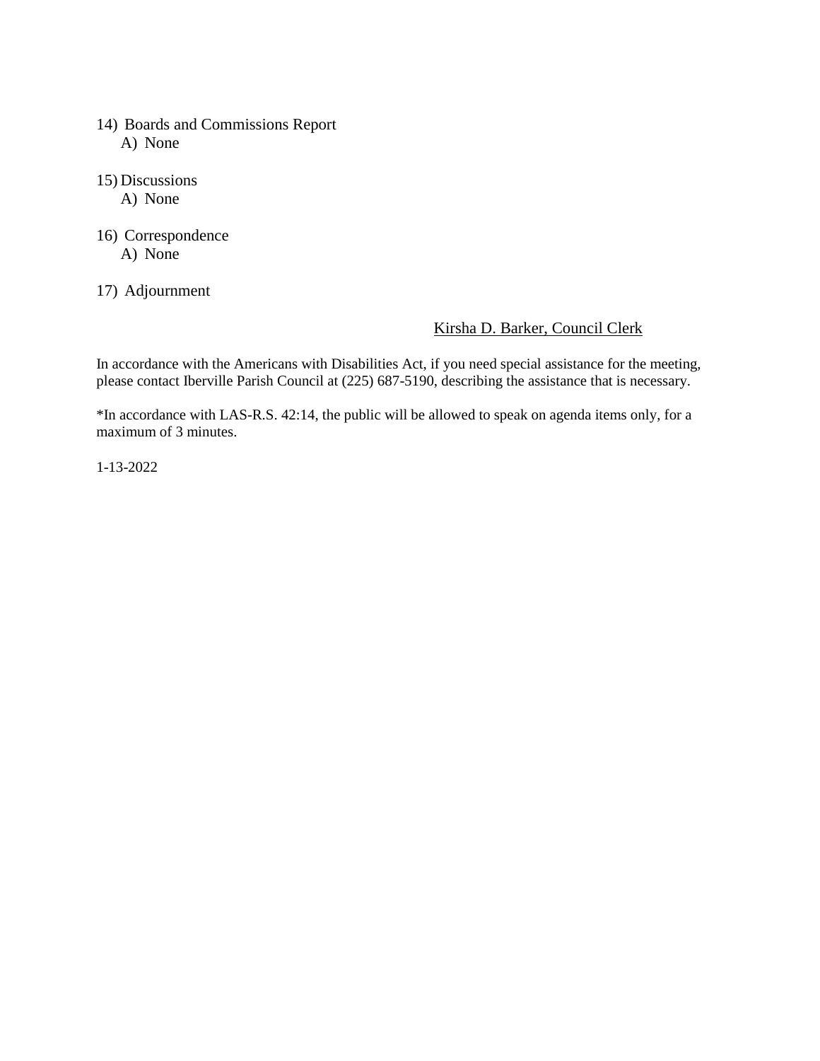14) Boards and Commissions Report
   A) None

15) Discussions
   A) None

16) Correspondence
   A) None

17) Adjournment

Kirsha D. Barker, Council Clerk

In accordance with the Americans with Disabilities Act, if you need special assistance for the meeting, please contact Iberville Parish Council at (225) 687-5190, describing the assistance that is necessary.

*In accordance with LAS-R.S. 42:14, the public will be allowed to speak on agenda items only, for a maximum of 3 minutes.

1-13-2022